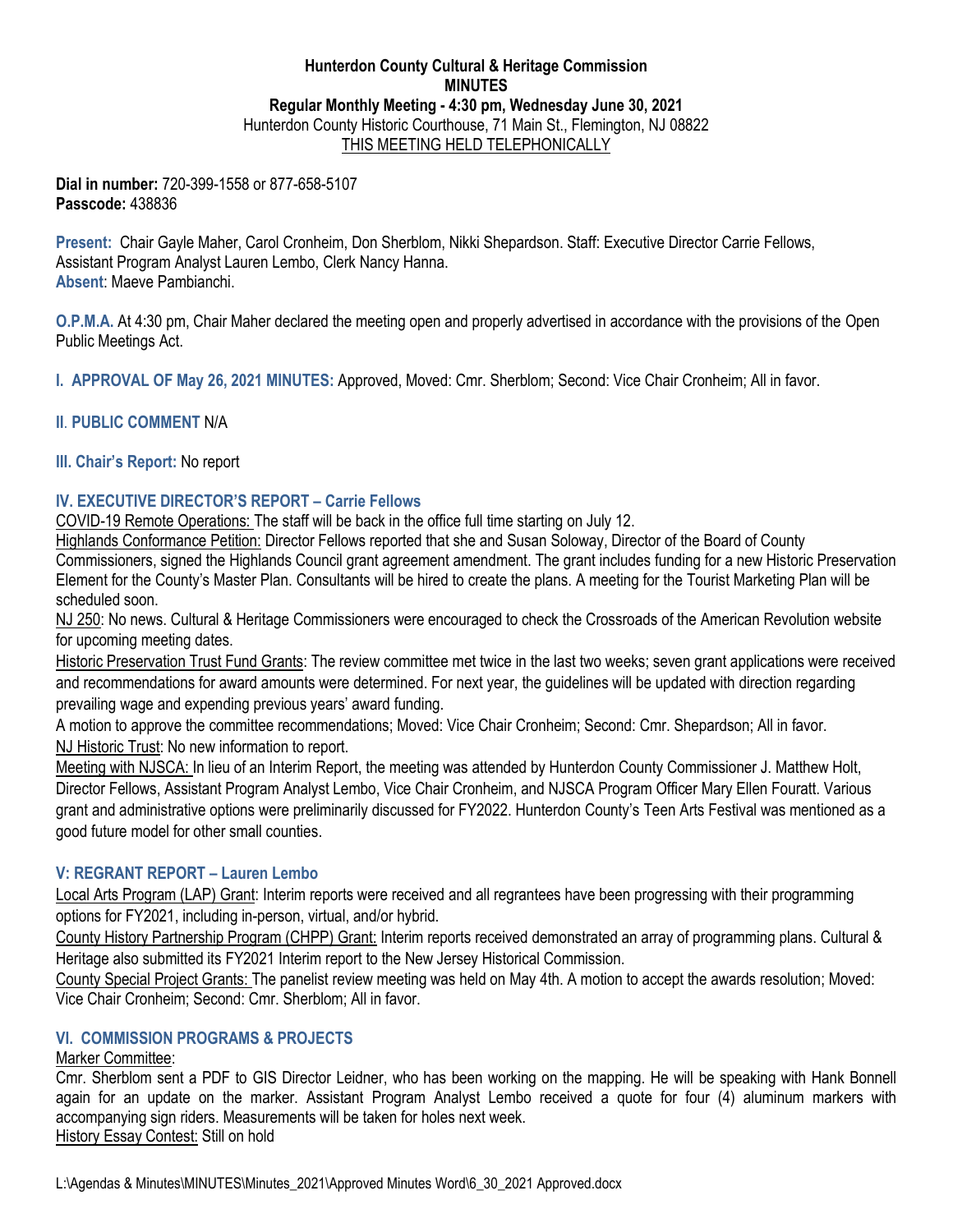**Hunterdon County Cultural & Heritage Commission**
**MINUTES**
**Regular Monthly Meeting - 4:30 pm, Wednesday June 30, 2021**
Hunterdon County Historic Courthouse, 71 Main St., Flemington, NJ 08822
THIS MEETING HELD TELEPHONICALLY

**Dial in number:** 720-399-1558 or 877-658-5107
**Passcode:** 438836

**Present:** Chair Gayle Maher, Carol Cronheim, Don Sherblom, Nikki Shepardson. Staff: Executive Director Carrie Fellows, Assistant Program Analyst Lauren Lembo, Clerk Nancy Hanna.
**Absent**: Maeve Pambianchi.

**O.P.M.A.** At 4:30 pm, Chair Maher declared the meeting open and properly advertised in accordance with the provisions of the Open Public Meetings Act.

**I. APPROVAL OF May 26, 2021 MINUTES:** Approved, Moved: Cmr. Sherblom; Second: Vice Chair Cronheim; All in favor.

**II. PUBLIC COMMENT** N/A

**III. Chair's Report:** No report

**IV. EXECUTIVE DIRECTOR'S REPORT – Carrie Fellows**

COVID-19 Remote Operations: The staff will be back in the office full time starting on July 12.

Highlands Conformance Petition: Director Fellows reported that she and Susan Soloway, Director of the Board of County Commissioners, signed the Highlands Council grant agreement amendment. The grant includes funding for a new Historic Preservation Element for the County's Master Plan. Consultants will be hired to create the plans. A meeting for the Tourist Marketing Plan will be scheduled soon.

NJ 250: No news. Cultural & Heritage Commissioners were encouraged to check the Crossroads of the American Revolution website for upcoming meeting dates.

Historic Preservation Trust Fund Grants: The review committee met twice in the last two weeks; seven grant applications were received and recommendations for award amounts were determined. For next year, the guidelines will be updated with direction regarding prevailing wage and expending previous years' award funding.

A motion to approve the committee recommendations; Moved: Vice Chair Cronheim; Second: Cmr. Shepardson; All in favor.

NJ Historic Trust: No new information to report.

Meeting with NJSCA: In lieu of an Interim Report, the meeting was attended by Hunterdon County Commissioner J. Matthew Holt, Director Fellows, Assistant Program Analyst Lembo, Vice Chair Cronheim, and NJSCA Program Officer Mary Ellen Fouratt. Various grant and administrative options were preliminarily discussed for FY2022. Hunterdon County's Teen Arts Festival was mentioned as a good future model for other small counties.

**V: REGRANT REPORT – Lauren Lembo**

Local Arts Program (LAP) Grant: Interim reports were received and all regrantees have been progressing with their programming options for FY2021, including in-person, virtual, and/or hybrid.

County History Partnership Program (CHPP) Grant: Interim reports received demonstrated an array of programming plans. Cultural & Heritage also submitted its FY2021 Interim report to the New Jersey Historical Commission.

County Special Project Grants: The panelist review meeting was held on May 4th. A motion to accept the awards resolution; Moved: Vice Chair Cronheim; Second: Cmr. Sherblom; All in favor.

**VI. COMMISSION PROGRAMS & PROJECTS**

Marker Committee:

Cmr. Sherblom sent a PDF to GIS Director Leidner, who has been working on the mapping. He will be speaking with Hank Bonnell again for an update on the marker. Assistant Program Analyst Lembo received a quote for four (4) aluminum markers with accompanying sign riders. Measurements will be taken for holes next week.

History Essay Contest: Still on hold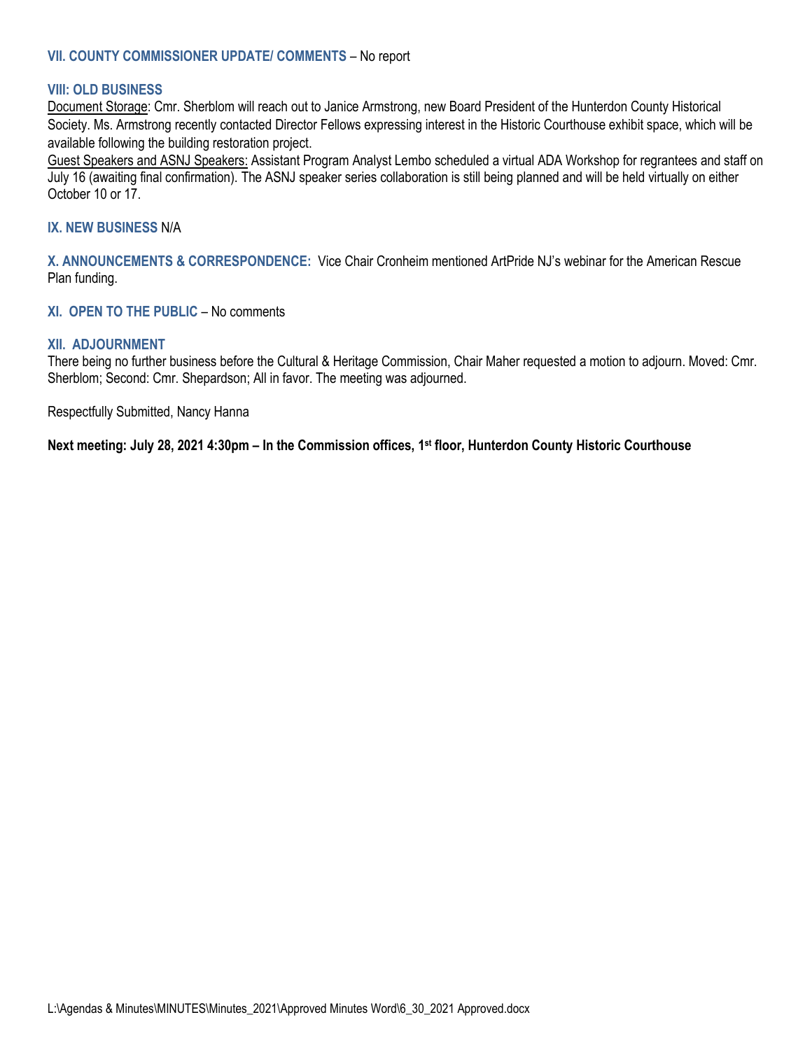**VII. COUNTY COMMISSIONER UPDATE/ COMMENTS** – No report

**VIII: OLD BUSINESS**

Document Storage: Cmr. Sherblom will reach out to Janice Armstrong, new Board President of the Hunterdon County Historical Society. Ms. Armstrong recently contacted Director Fellows expressing interest in the Historic Courthouse exhibit space, which will be available following the building restoration project.

Guest Speakers and ASNJ Speakers: Assistant Program Analyst Lembo scheduled a virtual ADA Workshop for regrantees and staff on July 16 (awaiting final confirmation). The ASNJ speaker series collaboration is still being planned and will be held virtually on either October 10 or 17.

**IX. NEW BUSINESS** N/A

**X. ANNOUNCEMENTS & CORRESPONDENCE:** Vice Chair Cronheim mentioned ArtPride NJ's webinar for the American Rescue Plan funding.

**XI. OPEN TO THE PUBLIC** – No comments

**XII. ADJOURNMENT**

There being no further business before the Cultural & Heritage Commission, Chair Maher requested a motion to adjourn. Moved: Cmr. Sherblom; Second: Cmr. Shepardson; All in favor. The meeting was adjourned.

Respectfully Submitted, Nancy Hanna

**Next meeting: July 28, 2021 4:30pm – In the Commission offices, 1st floor, Hunterdon County Historic Courthouse**

L:\Agendas & Minutes\MINUTES\Minutes_2021\Approved Minutes Word\6_30_2021 Approved.docx